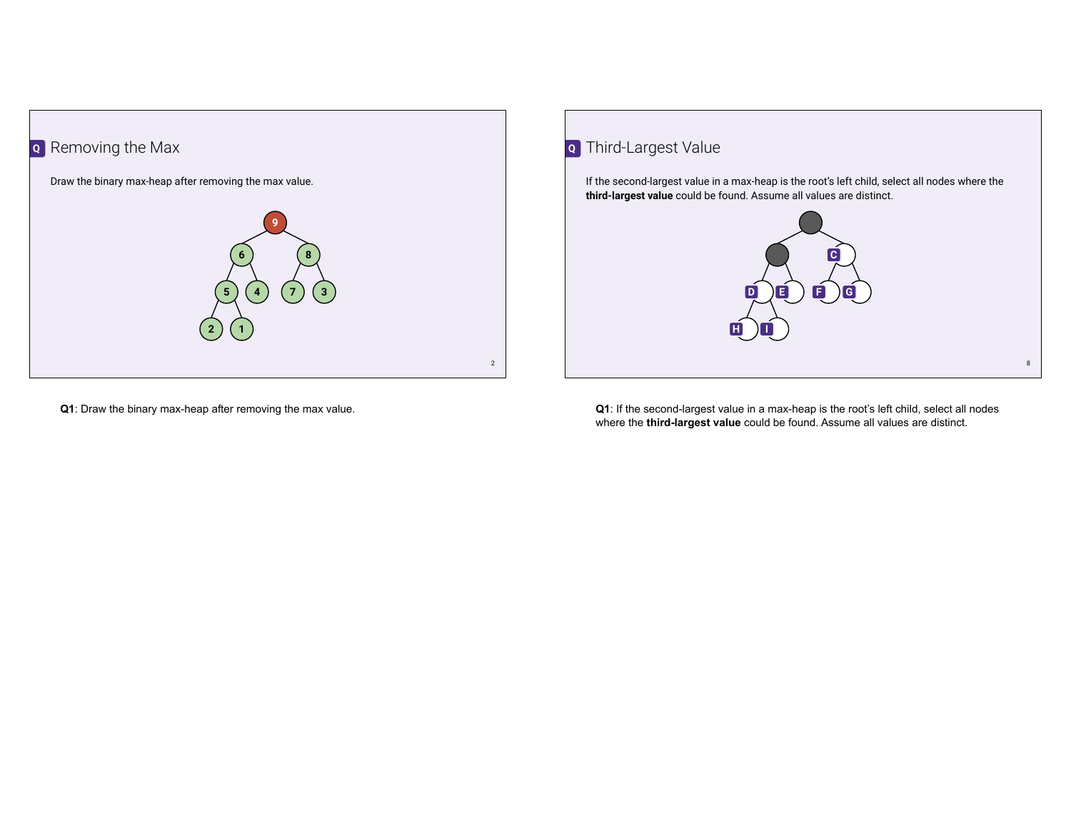## Removing the Max

Draw the binary max-heap after removing the max value.

**Q1**: Draw the binary max-heap after removing the max value.

## Third-Largest Value

If the second-largest value in a max-heap is the root's left child, select all nodes where the **third-largest value** could be found. Assume all values are distinct.

**Q1**: If the second-largest value in a max-heap is the root's left child, select all nodes where the **third-largest value** could be found. Assume all values are distinct.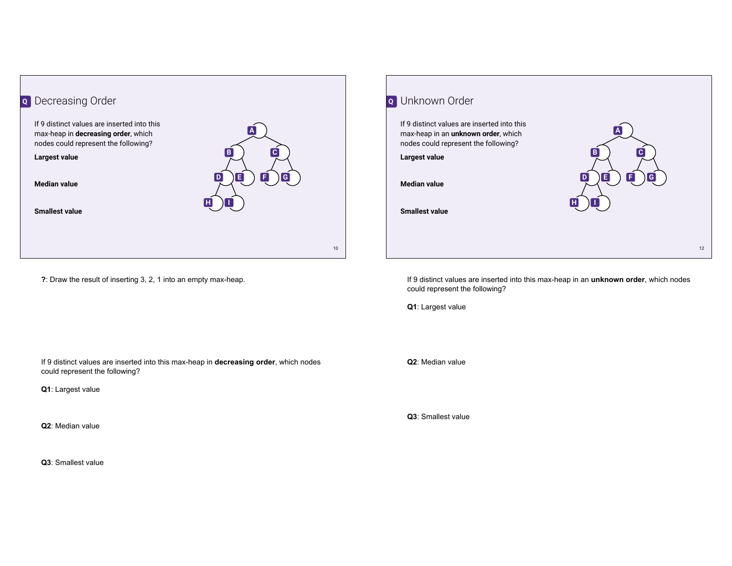## Q Decreasing Order

If 9 distinct values are inserted into this max-heap in **decreasing order**, which nodes could represent the following?

**Largest value**

**Median value**

**Smallest value**

A
B
C
D
E
F
G
H
I

**?**: Draw the result of inserting 3, 2, 1 into an empty max-heap.

If 9 distinct values are inserted into this max-heap in **decreasing order**, which nodes could represent the following?

**Q1**: Largest value

**Q2**: Median value

**Q3**: Smallest value

## Q Unknown Order

If 9 distinct values are inserted into this max-heap in an **unknown order**, which nodes could represent the following?

**Largest value**

**Median value**

**Smallest value**

A
B
C
D
E
F
G
H
I

If 9 distinct values are inserted into this max-heap in an **unknown order**, which nodes could represent the following?

**Q1**: Largest value

**Q2**: Median value

**Q3**: Smallest value